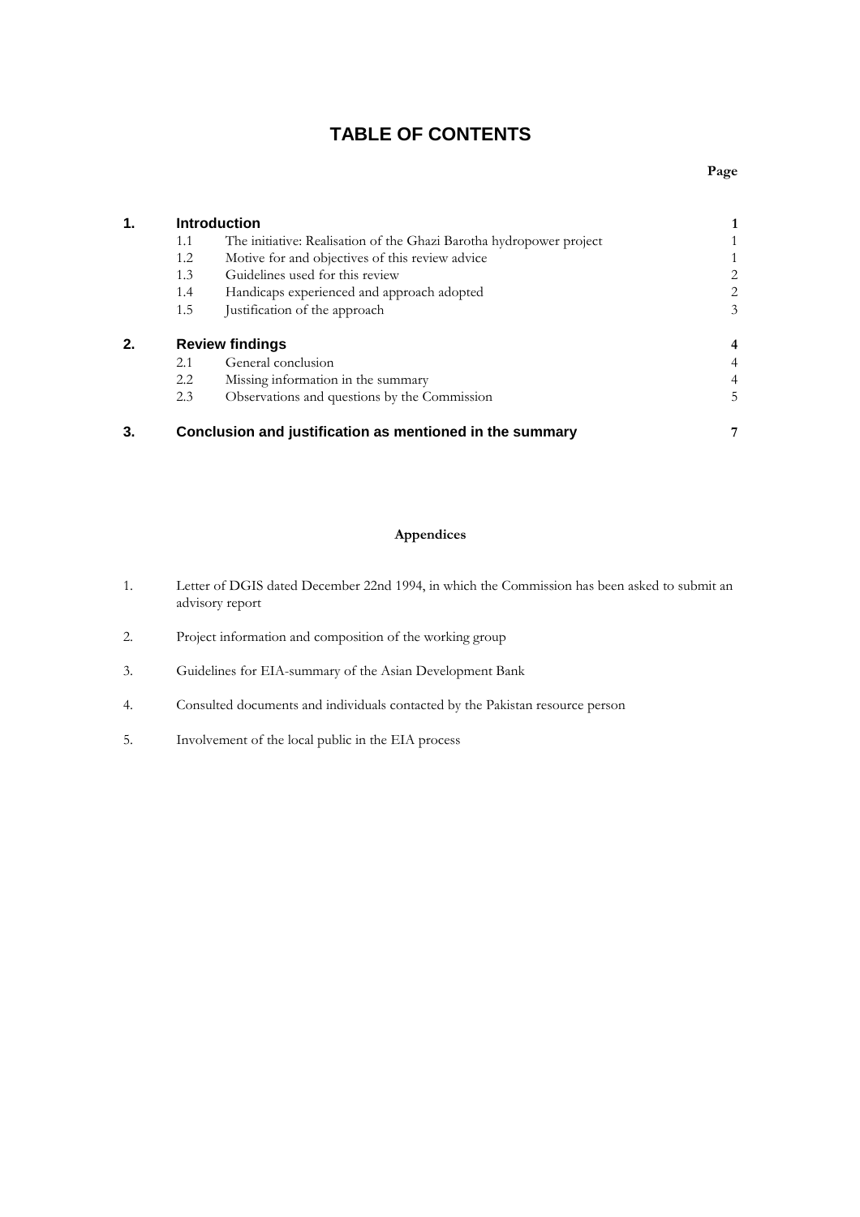# TABLE OF CONTENTS

| | | | Page |
|---|---|---|---|
| **1.** | **Introduction** | | **1** |
| | 1.1 | The initiative: Realisation of the Ghazi Barotha hydropower project | 1 |
| | 1.2 | Motive for and objectives of this review advice | 1 |
| | 1.3 | Guidelines used for this review | 2 |
| | 1.4 | Handicaps experienced and approach adopted | 2 |
| | 1.5 | Justification of the approach | 3 |
| **2.** | **Review findings** | | **4** |
| | 2.1 | General conclusion | 4 |
| | 2.2 | Missing information in the summary | 4 |
| | 2.3 | Observations and questions by the Commission | 5 |
| **3.** | **Conclusion and justification as mentioned in the summary** | | **7** |

**Appendices**

1. Letter of DGIS dated December 22nd 1994, in which the Commission has been asked to submit an advisory report
2. Project information and composition of the working group
3. Guidelines for EIA-summary of the Asian Development Bank
4. Consulted documents and individuals contacted by the Pakistan resource person
5. Involvement of the local public in the EIA process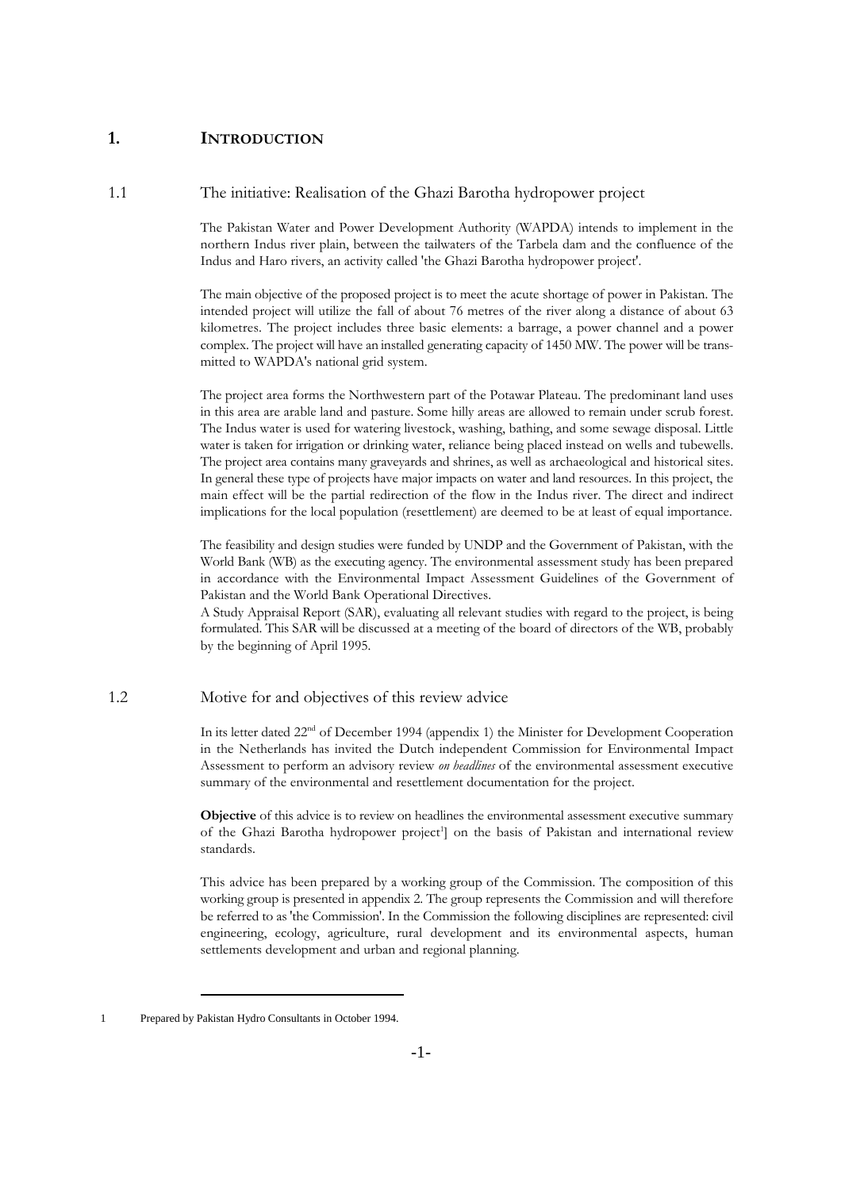# 1. INTRODUCTION

## 1.1 The initiative: Realisation of the Ghazi Barotha hydropower project

The Pakistan Water and Power Development Authority (WAPDA) intends to implement in the northern Indus river plain, between the tailwaters of the Tarbela dam and the confluence of the Indus and Haro rivers, an activity called 'the Ghazi Barotha hydropower project'.

The main objective of the proposed project is to meet the acute shortage of power in Pakistan. The intended project will utilize the fall of about 76 metres of the river along a distance of about 63 kilometres. The project includes three basic elements: a barrage, a power channel and a power complex. The project will have an installed generating capacity of 1450 MW. The power will be transmitted to WAPDA's national grid system.

The project area forms the Northwestern part of the Potawar Plateau. The predominant land uses in this area are arable land and pasture. Some hilly areas are allowed to remain under scrub forest. The Indus water is used for watering livestock, washing, bathing, and some sewage disposal. Little water is taken for irrigation or drinking water, reliance being placed instead on wells and tubewells. The project area contains many graveyards and shrines, as well as archaeological and historical sites. In general these type of projects have major impacts on water and land resources. In this project, the main effect will be the partial redirection of the flow in the Indus river. The direct and indirect implications for the local population (resettlement) are deemed to be at least of equal importance.

The feasibility and design studies were funded by UNDP and the Government of Pakistan, with the World Bank (WB) as the executing agency. The environmental assessment study has been prepared in accordance with the Environmental Impact Assessment Guidelines of the Government of Pakistan and the World Bank Operational Directives.
A Study Appraisal Report (SAR), evaluating all relevant studies with regard to the project, is being formulated. This SAR will be discussed at a meeting of the board of directors of the WB, probably by the beginning of April 1995.

## 1.2 Motive for and objectives of this review advice

In its letter dated 22nd of December 1994 (appendix 1) the Minister for Development Cooperation in the Netherlands has invited the Dutch independent Commission for Environmental Impact Assessment to perform an advisory review *on headlines* of the environmental assessment executive summary of the environmental and resettlement documentation for the project.

**Objective** of this advice is to review on headlines the environmental assessment executive summary of the Ghazi Barotha hydropower project[1]] on the basis of Pakistan and international review standards.

This advice has been prepared by a working group of the Commission. The composition of this working group is presented in appendix 2. The group represents the Commission and will therefore be referred to as 'the Commission'. In the Commission the following disciplines are represented: civil engineering, ecology, agriculture, rural development and its environmental aspects, human settlements development and urban and regional planning.

---

1 Prepared by Pakistan Hydro Consultants in October 1994.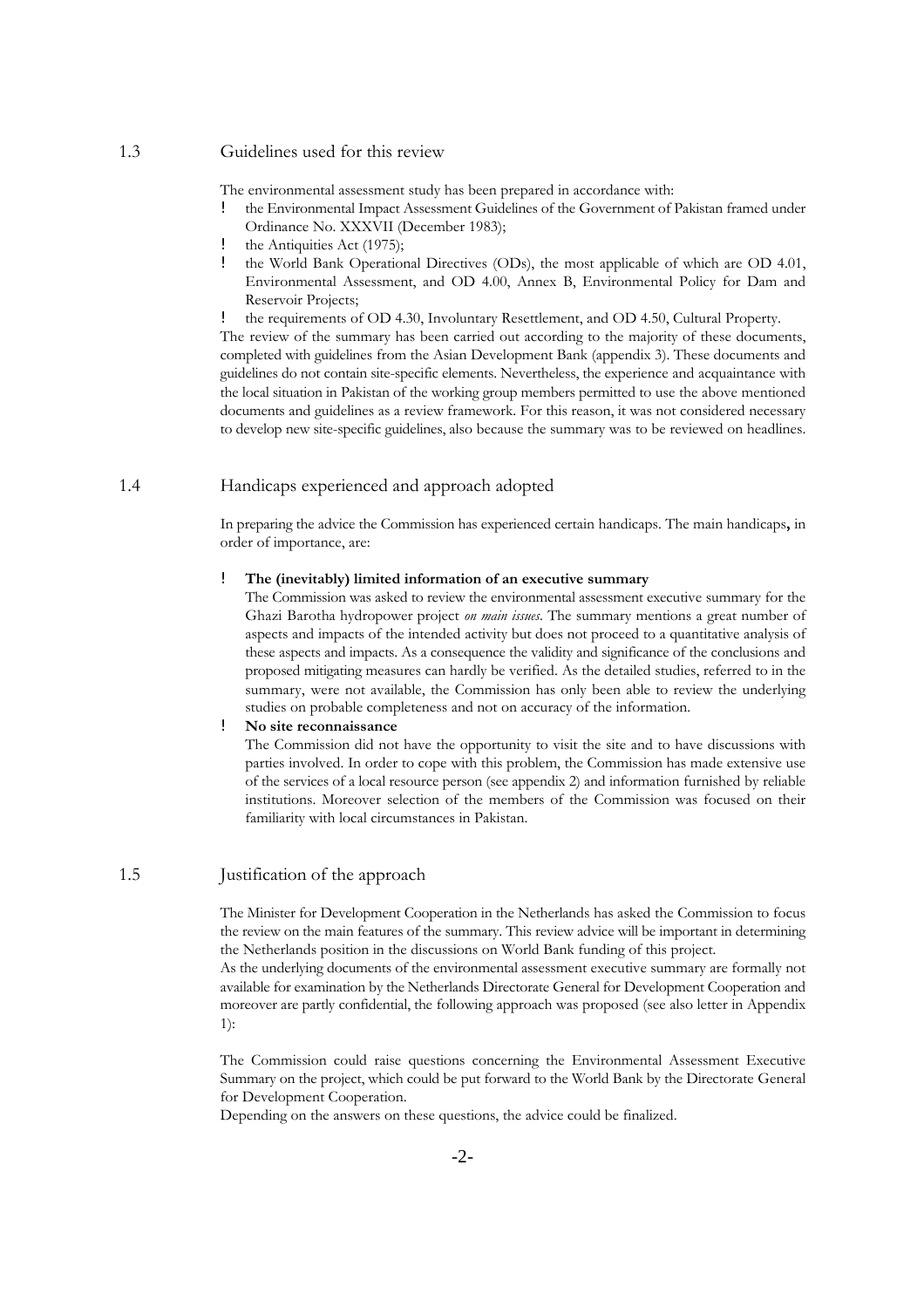## 1.3 Guidelines used for this review

The environmental assessment study has been prepared in accordance with:

- the Environmental Impact Assessment Guidelines of the Government of Pakistan framed under Ordinance No. XXXVII (December 1983);
- the Antiquities Act (1975);
- the World Bank Operational Directives (ODs), the most applicable of which are OD 4.01, Environmental Assessment, and OD 4.00, Annex B, Environmental Policy for Dam and Reservoir Projects;
- the requirements of OD 4.30, Involuntary Resettlement, and OD 4.50, Cultural Property.

The review of the summary has been carried out according to the majority of these documents, completed with guidelines from the Asian Development Bank (appendix 3). These documents and guidelines do not contain site-specific elements. Nevertheless, the experience and acquaintance with the local situation in Pakistan of the working group members permitted to use the above mentioned documents and guidelines as a review framework. For this reason, it was not considered necessary to develop new site-specific guidelines, also because the summary was to be reviewed on headlines.

## 1.4 Handicaps experienced and approach adopted

In preparing the advice the Commission has experienced certain handicaps. The main handicaps**,** in order of importance, are:

- **The (inevitably) limited information of an executive summary**
  The Commission was asked to review the environmental assessment executive summary for the Ghazi Barotha hydropower project *on main issues*. The summary mentions a great number of aspects and impacts of the intended activity but does not proceed to a quantitative analysis of these aspects and impacts. As a consequence the validity and significance of the conclusions and proposed mitigating measures can hardly be verified. As the detailed studies, referred to in the summary, were not available, the Commission has only been able to review the underlying studies on probable completeness and not on accuracy of the information.
- **No site reconnaissance**
  The Commission did not have the opportunity to visit the site and to have discussions with parties involved. In order to cope with this problem, the Commission has made extensive use of the services of a local resource person (see appendix 2) and information furnished by reliable institutions. Moreover selection of the members of the Commission was focused on their familiarity with local circumstances in Pakistan.

## 1.5 Justification of the approach

The Minister for Development Cooperation in the Netherlands has asked the Commission to focus the review on the main features of the summary. This review advice will be important in determining the Netherlands position in the discussions on World Bank funding of this project.
As the underlying documents of the environmental assessment executive summary are formally not available for examination by the Netherlands Directorate General for Development Cooperation and moreover are partly confidential, the following approach was proposed (see also letter in Appendix 1):

The Commission could raise questions concerning the Environmental Assessment Executive Summary on the project, which could be put forward to the World Bank by the Directorate General for Development Cooperation.
Depending on the answers on these questions, the advice could be finalized.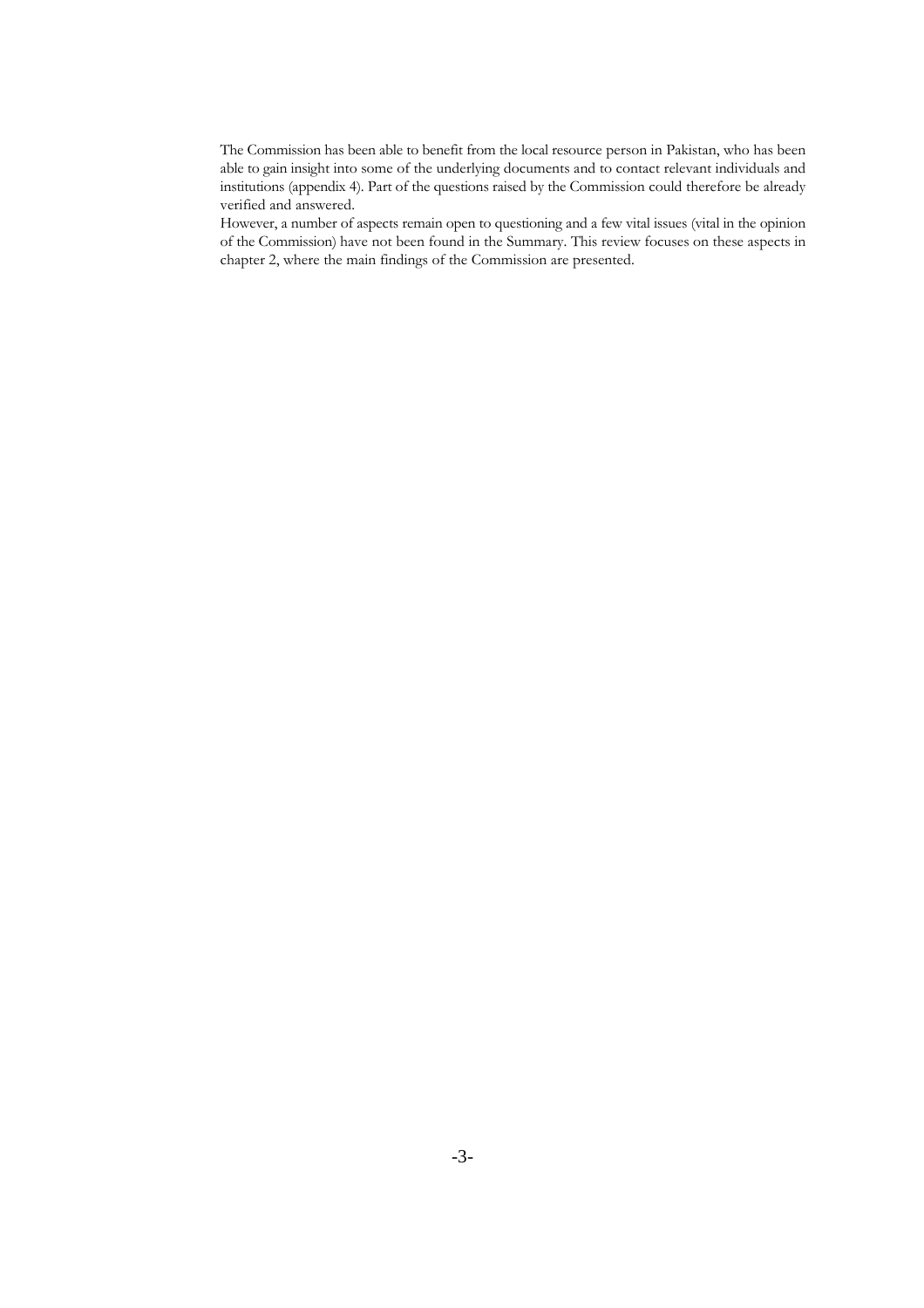The Commission has been able to benefit from the local resource person in Pakistan, who has been able to gain insight into some of the underlying documents and to contact relevant individuals and institutions (appendix 4). Part of the questions raised by the Commission could therefore be already verified and answered.

However, a number of aspects remain open to questioning and a few vital issues (vital in the opinion of the Commission) have not been found in the Summary. This review focuses on these aspects in chapter 2, where the main findings of the Commission are presented.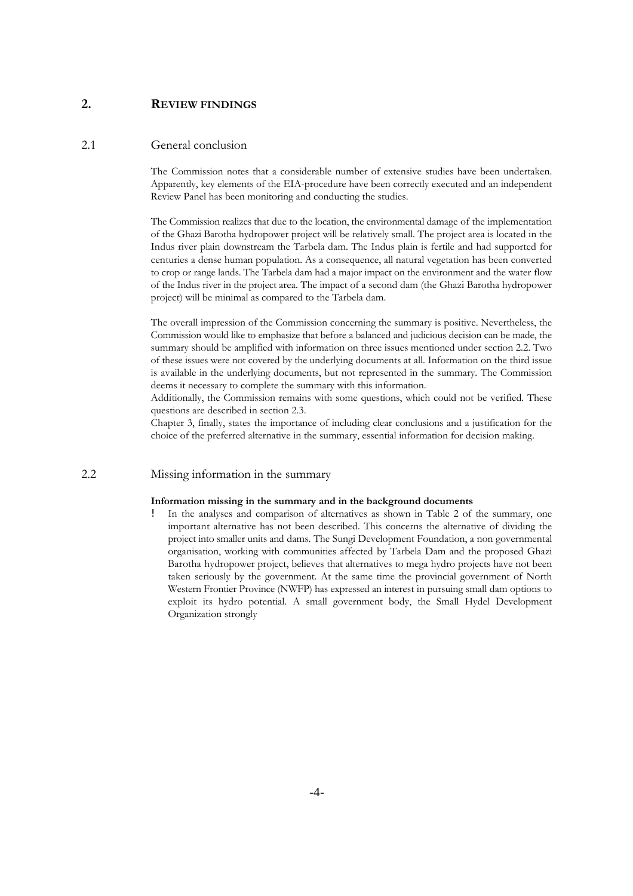## 2. REVIEW FINDINGS

### 2.1 General conclusion

The Commission notes that a considerable number of extensive studies have been undertaken. Apparently, key elements of the EIA-procedure have been correctly executed and an independent Review Panel has been monitoring and conducting the studies.

The Commission realizes that due to the location, the environmental damage of the implementation of the Ghazi Barotha hydropower project will be relatively small. The project area is located in the Indus river plain downstream the Tarbela dam. The Indus plain is fertile and had supported for centuries a dense human population. As a consequence, all natural vegetation has been converted to crop or range lands. The Tarbela dam had a major impact on the environment and the water flow of the Indus river in the project area. The impact of a second dam (the Ghazi Barotha hydropower project) will be minimal as compared to the Tarbela dam.

The overall impression of the Commission concerning the summary is positive. Nevertheless, the Commission would like to emphasize that before a balanced and judicious decision can be made, the summary should be amplified with information on three issues mentioned under section 2.2. Two of these issues were not covered by the underlying documents at all. Information on the third issue is available in the underlying documents, but not represented in the summary. The Commission deems it necessary to complete the summary with this information.
Additionally, the Commission remains with some questions, which could not be verified. These questions are described in section 2.3.
Chapter 3, finally, states the importance of including clear conclusions and a justification for the choice of the preferred alternative in the summary, essential information for decision making.

### 2.2 Missing information in the summary

**Information missing in the summary and in the background documents**

! In the analyses and comparison of alternatives as shown in Table 2 of the summary, one important alternative has not been described. This concerns the alternative of dividing the project into smaller units and dams. The Sungi Development Foundation, a non governmental organisation, working with communities affected by Tarbela Dam and the proposed Ghazi Barotha hydropower project, believes that alternatives to mega hydro projects have not been taken seriously by the government. At the same time the provincial government of North Western Frontier Province (NWFP) has expressed an interest in pursuing small dam options to exploit its hydro potential. A small government body, the Small Hydel Development Organization strongly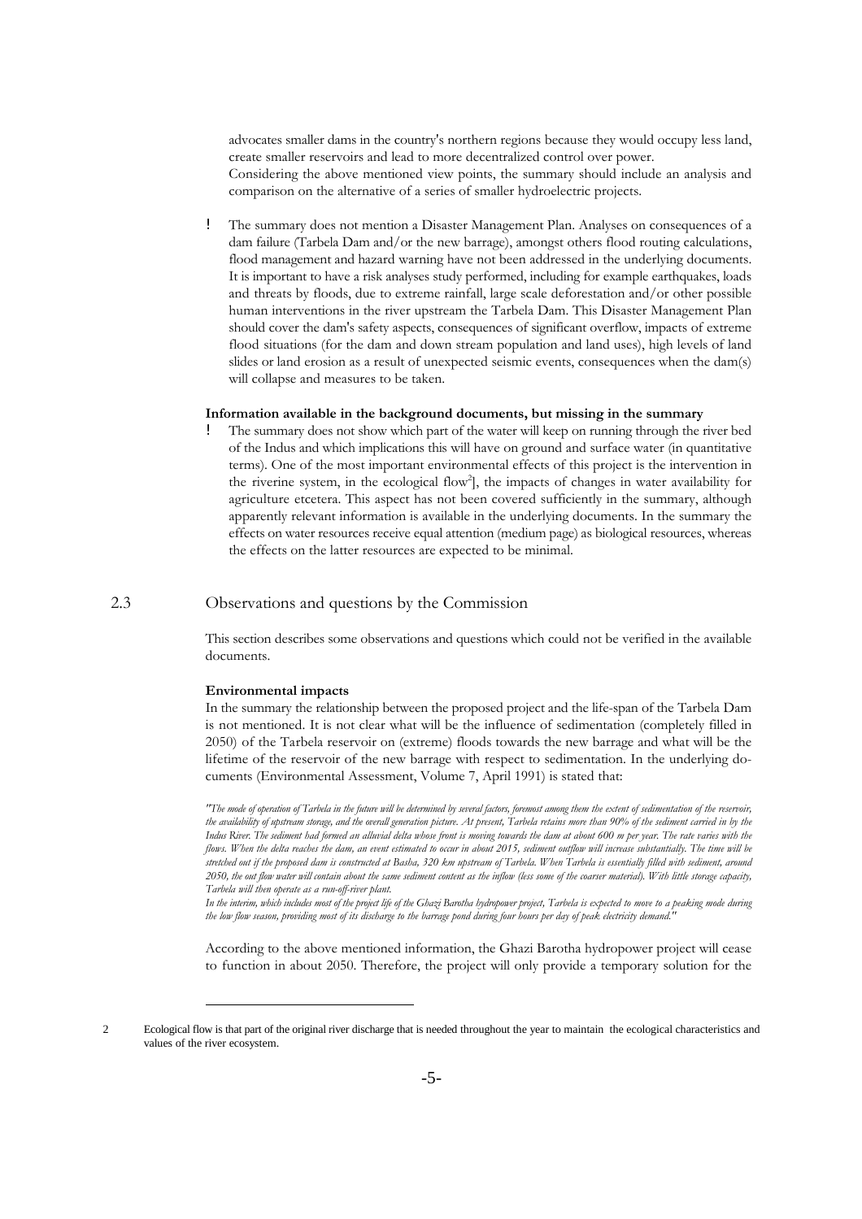advocates smaller dams in the country's northern regions because they would occupy less land, create smaller reservoirs and lead to more decentralized control over power.
Considering the above mentioned view points, the summary should include an analysis and comparison on the alternative of a series of smaller hydroelectric projects.

- The summary does not mention a Disaster Management Plan. Analyses on consequences of a dam failure (Tarbela Dam and/or the new barrage), amongst others flood routing calculations, flood management and hazard warning have not been addressed in the underlying documents. It is important to have a risk analyses study performed, including for example earthquakes, loads and threats by floods, due to extreme rainfall, large scale deforestation and/or other possible human interventions in the river upstream the Tarbela Dam. This Disaster Management Plan should cover the dam's safety aspects, consequences of significant overflow, impacts of extreme flood situations (for the dam and down stream population and land uses), high levels of land slides or land erosion as a result of unexpected seismic events, consequences when the dam(s) will collapse and measures to be taken.

**Information available in the background documents, but missing in the summary**

- The summary does not show which part of the water will keep on running through the river bed of the Indus and which implications this will have on ground and surface water (in quantitative terms). One of the most important environmental effects of this project is the intervention in the riverine system, in the ecological flow[2], the impacts of changes in water availability for agriculture etcetera. This aspect has not been covered sufficiently in the summary, although apparently relevant information is available in the underlying documents. In the summary the effects on water resources receive equal attention (medium page) as biological resources, whereas the effects on the latter resources are expected to be minimal.

## 2.3 Observations and questions by the Commission

This section describes some observations and questions which could not be verified in the available documents.

**Environmental impacts**

In the summary the relationship between the proposed project and the life-span of the Tarbela Dam is not mentioned. It is not clear what will be the influence of sedimentation (completely filled in 2050) of the Tarbela reservoir on (extreme) floods towards the new barrage and what will be the lifetime of the reservoir of the new barrage with respect to sedimentation. In the underlying documents (Environmental Assessment, Volume 7, April 1991) is stated that:

*"The mode of operation of Tarbela in the future will be determined by several factors, foremost among them the extent of sedimentation of the reservoir, the availability of upstream storage, and the overall generation picture. At present, Tarbela retains more than 90% of the sediment carried in by the Indus River. The sediment had formed an alluvial delta whose front is moving towards the dam at about 600 m per year. The rate varies with the flows. When the delta reaches the dam, an event estimated to occur in about 2015, sediment outflow will increase substantially. The time will be stretched out if the proposed dam is constructed at Basha, 320 km upstream of Tarbela. When Tarbela is essentially filled with sediment, around 2050, the out flow water will contain about the same sediment content as the inflow (less some of the coarser material). With little storage capacity, Tarbela will then operate as a run-off-river plant.*
*In the interim, which includes most of the project life of the Ghazi Barotha hydropower project, Tarbela is expected to move to a peaking mode during the low flow season, providing most of its discharge to the barrage pond during four hours per day of peak electricity demand."*

According to the above mentioned information, the Ghazi Barotha hydropower project will cease to function in about 2050. Therefore, the project will only provide a temporary solution for the

[2] Ecological flow is that part of the original river discharge that is needed throughout the year to maintain the ecological characteristics and values of the river ecosystem.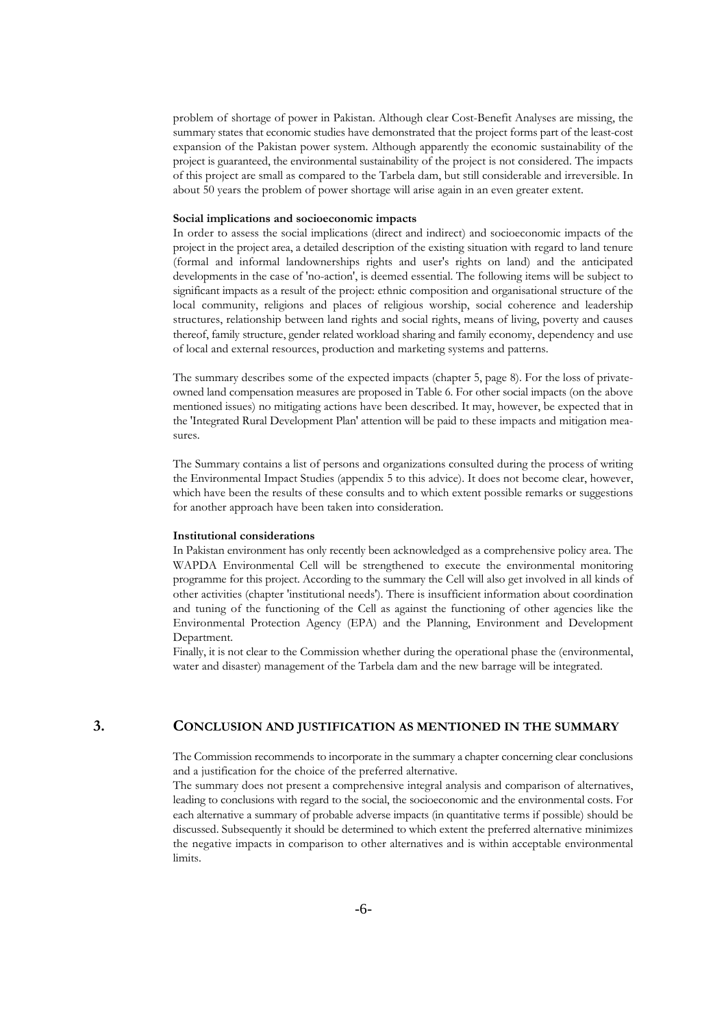problem of shortage of power in Pakistan. Although clear Cost-Benefit Analyses are missing, the summary states that economic studies have demonstrated that the project forms part of the least-cost expansion of the Pakistan power system. Although apparently the economic sustainability of the project is guaranteed, the environmental sustainability of the project is not considered. The impacts of this project are small as compared to the Tarbela dam, but still considerable and irreversible. In about 50 years the problem of power shortage will arise again in an even greater extent.

**Social implications and socioeconomic impacts**

In order to assess the social implications (direct and indirect) and socioeconomic impacts of the project in the project area, a detailed description of the existing situation with regard to land tenure (formal and informal landownerships rights and user's rights on land) and the anticipated developments in the case of 'no-action', is deemed essential. The following items will be subject to significant impacts as a result of the project: ethnic composition and organisational structure of the local community, religions and places of religious worship, social coherence and leadership structures, relationship between land rights and social rights, means of living, poverty and causes thereof, family structure, gender related workload sharing and family economy, dependency and use of local and external resources, production and marketing systems and patterns.

The summary describes some of the expected impacts (chapter 5, page 8). For the loss of private-owned land compensation measures are proposed in Table 6. For other social impacts (on the above mentioned issues) no mitigating actions have been described. It may, however, be expected that in the 'Integrated Rural Development Plan' attention will be paid to these impacts and mitigation measures.

The Summary contains a list of persons and organizations consulted during the process of writing the Environmental Impact Studies (appendix 5 to this advice). It does not become clear, however, which have been the results of these consults and to which extent possible remarks or suggestions for another approach have been taken into consideration.

**Institutional considerations**

In Pakistan environment has only recently been acknowledged as a comprehensive policy area. The WAPDA Environmental Cell will be strengthened to execute the environmental monitoring programme for this project. According to the summary the Cell will also get involved in all kinds of other activities (chapter 'institutional needs'). There is insufficient information about coordination and tuning of the functioning of the Cell as against the functioning of other agencies like the Environmental Protection Agency (EPA) and the Planning, Environment and Development Department.

Finally, it is not clear to the Commission whether during the operational phase the (environmental, water and disaster) management of the Tarbela dam and the new barrage will be integrated.

## 3. CONCLUSION AND JUSTIFICATION AS MENTIONED IN THE SUMMARY

The Commission recommends to incorporate in the summary a chapter concerning clear conclusions and a justification for the choice of the preferred alternative.

The summary does not present a comprehensive integral analysis and comparison of alternatives, leading to conclusions with regard to the social, the socioeconomic and the environmental costs. For each alternative a summary of probable adverse impacts (in quantitative terms if possible) should be discussed. Subsequently it should be determined to which extent the preferred alternative minimizes the negative impacts in comparison to other alternatives and is within acceptable environmental limits.